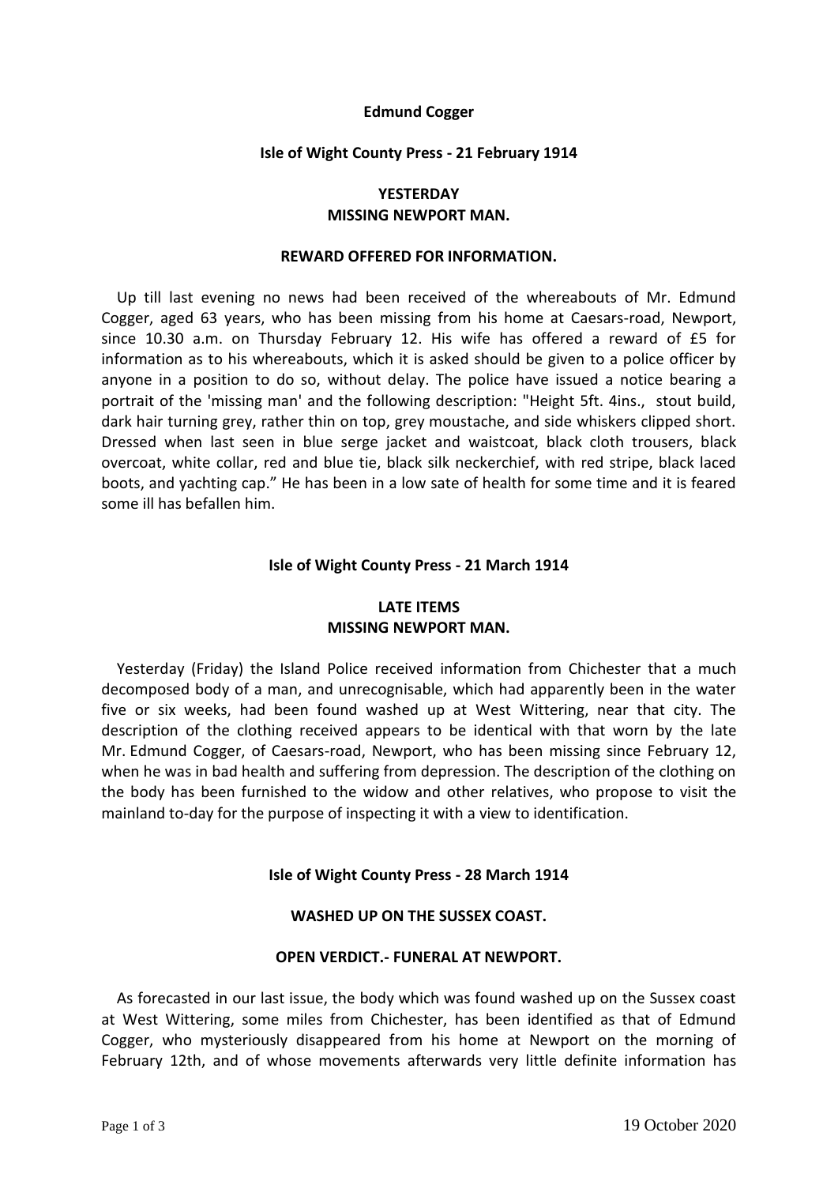# Edmund Cogger

## Isle of Wight County Press - 21 February 1914

### YESTERDAY
### MISSING NEWPORT MAN.

#### REWARD OFFERED FOR INFORMATION.

Up till last evening no news had been received of the whereabouts of Mr. Edmund Cogger, aged 63 years, who has been missing from his home at Caesars-road, Newport, since 10.30 a.m. on Thursday February 12. His wife has offered a reward of £5 for information as to his whereabouts, which it is asked should be given to a police officer by anyone in a position to do so, without delay. The police have issued a notice bearing a portrait of the 'missing man' and the following description: "Height 5ft. 4ins., stout build, dark hair turning grey, rather thin on top, grey moustache, and side whiskers clipped short. Dressed when last seen in blue serge jacket and waistcoat, black cloth trousers, black overcoat, white collar, red and blue tie, black silk neckerchief, with red stripe, black laced boots, and yachting cap." He has been in a low sate of health for some time and it is feared some ill has befallen him.

## Isle of Wight County Press - 21 March 1914

### LATE ITEMS
### MISSING NEWPORT MAN.

Yesterday (Friday) the Island Police received information from Chichester that a much decomposed body of a man, and unrecognisable, which had apparently been in the water five or six weeks, had been found washed up at West Wittering, near that city. The description of the clothing received appears to be identical with that worn by the late Mr. Edmund Cogger, of Caesars-road, Newport, who has been missing since February 12, when he was in bad health and suffering from depression. The description of the clothing on the body has been furnished to the widow and other relatives, who propose to visit the mainland to-day for the purpose of inspecting it with a view to identification.

## Isle of Wight County Press - 28 March 1914

### WASHED UP ON THE SUSSEX COAST.

#### OPEN VERDICT.- FUNERAL AT NEWPORT.

As forecasted in our last issue, the body which was found washed up on the Sussex coast at West Wittering, some miles from Chichester, has been identified as that of Edmund Cogger, who mysteriously disappeared from his home at Newport on the morning of February 12th, and of whose movements afterwards very little definite information has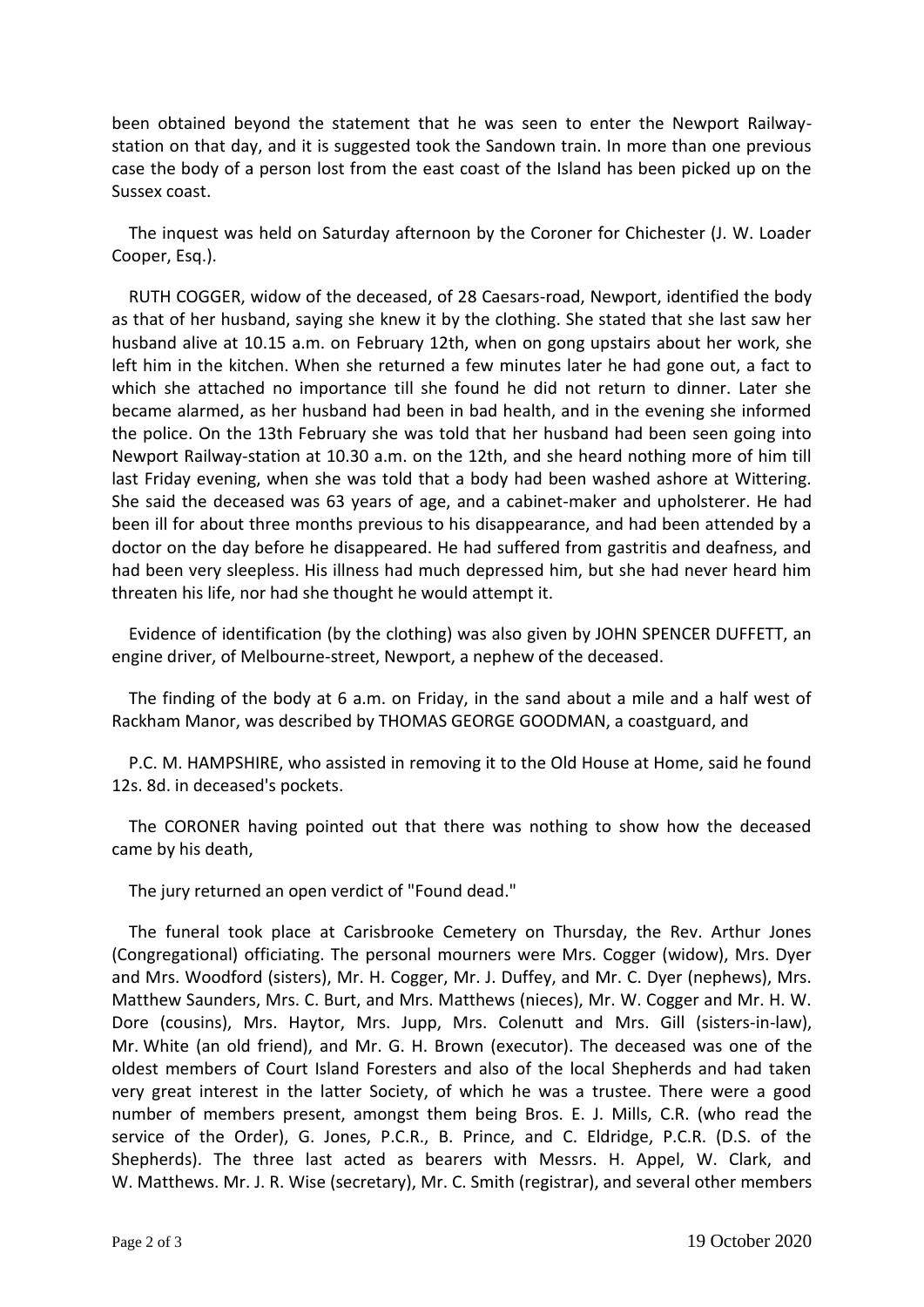been obtained beyond the statement that he was seen to enter the Newport Railway-station on that day, and it is suggested took the Sandown train. In more than one previous case the body of a person lost from the east coast of the Island has been picked up on the Sussex coast.

The inquest was held on Saturday afternoon by the Coroner for Chichester (J. W. Loader Cooper, Esq.).

RUTH COGGER, widow of the deceased, of 28 Caesars-road, Newport, identified the body as that of her husband, saying she knew it by the clothing. She stated that she last saw her husband alive at 10.15 a.m. on February 12th, when on gong upstairs about her work, she left him in the kitchen. When she returned a few minutes later he had gone out, a fact to which she attached no importance till she found he did not return to dinner. Later she became alarmed, as her husband had been in bad health, and in the evening she informed the police. On the 13th February she was told that her husband had been seen going into Newport Railway-station at 10.30 a.m. on the 12th, and she heard nothing more of him till last Friday evening, when she was told that a body had been washed ashore at Wittering. She said the deceased was 63 years of age, and a cabinet-maker and upholsterer. He had been ill for about three months previous to his disappearance, and had been attended by a doctor on the day before he disappeared. He had suffered from gastritis and deafness, and had been very sleepless. His illness had much depressed him, but she had never heard him threaten his life, nor had she thought he would attempt it.

Evidence of identification (by the clothing) was also given by JOHN SPENCER DUFFETT, an engine driver, of Melbourne-street, Newport, a nephew of the deceased.

The finding of the body at 6 a.m. on Friday, in the sand about a mile and a half west of Rackham Manor, was described by THOMAS GEORGE GOODMAN, a coastguard, and

P.C. M. HAMPSHIRE, who assisted in removing it to the Old House at Home, said he found 12s. 8d. in deceased's pockets.

The CORONER having pointed out that there was nothing to show how the deceased came by his death,

The jury returned an open verdict of "Found dead."

The funeral took place at Carisbrooke Cemetery on Thursday, the Rev. Arthur Jones (Congregational) officiating. The personal mourners were Mrs. Cogger (widow), Mrs. Dyer and Mrs. Woodford (sisters), Mr. H. Cogger, Mr. J. Duffey, and Mr. C. Dyer (nephews), Mrs. Matthew Saunders, Mrs. C. Burt, and Mrs. Matthews (nieces), Mr. W. Cogger and Mr. H. W. Dore (cousins), Mrs. Haytor, Mrs. Jupp, Mrs. Colenutt and Mrs. Gill (sisters-in-law), Mr. White (an old friend), and Mr. G. H. Brown (executor). The deceased was one of the oldest members of Court Island Foresters and also of the local Shepherds and had taken very great interest in the latter Society, of which he was a trustee. There were a good number of members present, amongst them being Bros. E. J. Mills, C.R. (who read the service of the Order), G. Jones, P.C.R., B. Prince, and C. Eldridge, P.C.R. (D.S. of the Shepherds). The three last acted as bearers with Messrs. H. Appel, W. Clark, and W. Matthews. Mr. J. R. Wise (secretary), Mr. C. Smith (registrar), and several other members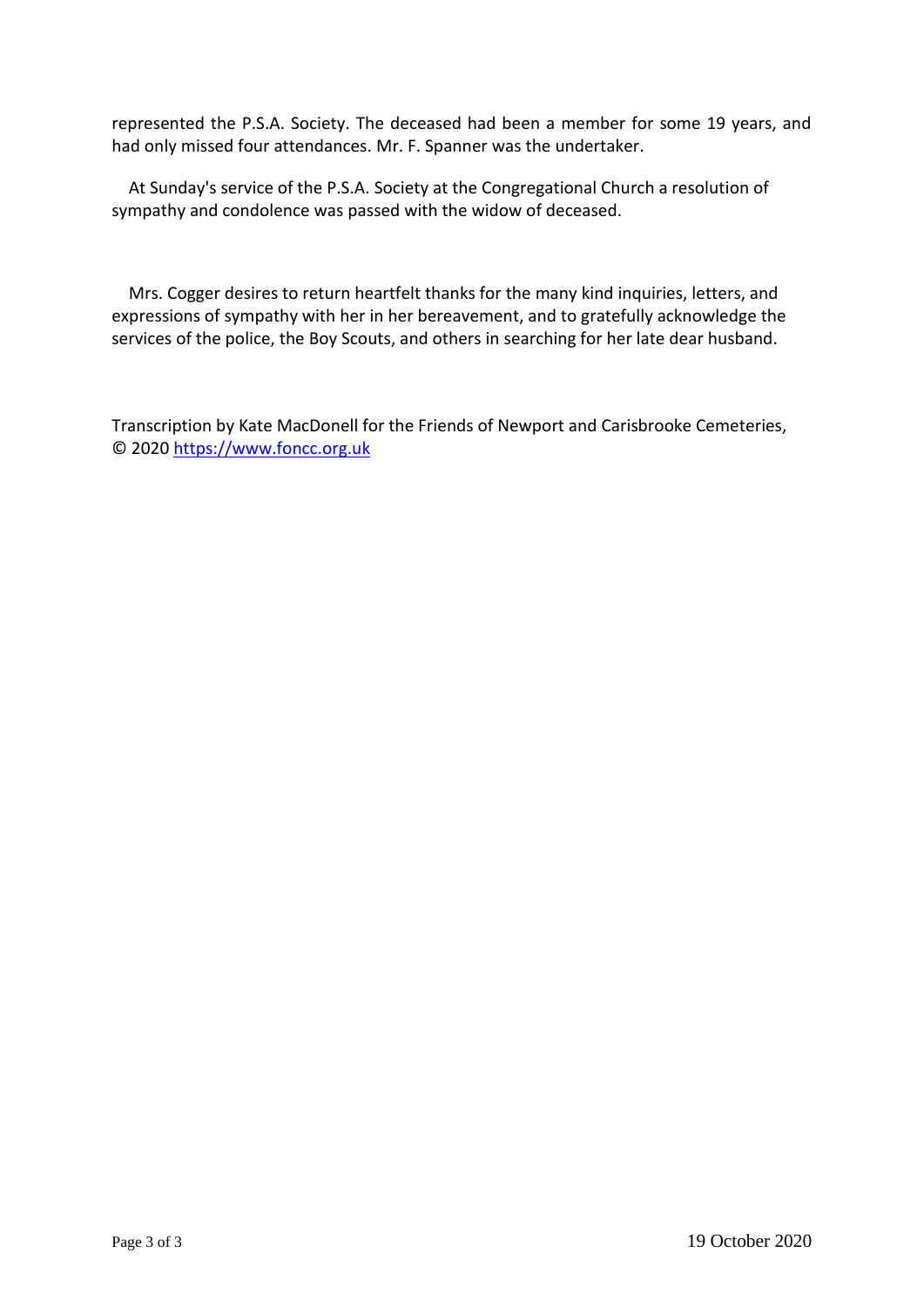represented the P.S.A. Society. The deceased had been a member for some 19 years, and had only missed four attendances. Mr. F. Spanner was the undertaker.

At Sunday's service of the P.S.A. Society at the Congregational Church a resolution of sympathy and condolence was passed with the widow of deceased.

Mrs. Cogger desires to return heartfelt thanks for the many kind inquiries, letters, and expressions of sympathy with her in her bereavement, and to gratefully acknowledge the services of the police, the Boy Scouts, and others in searching for her late dear husband.

Transcription by Kate MacDonell for the Friends of Newport and Carisbrooke Cemeteries, © 2020 [https://www.foncc.org.uk](https://www.foncc.org.uk)

19 October 2020